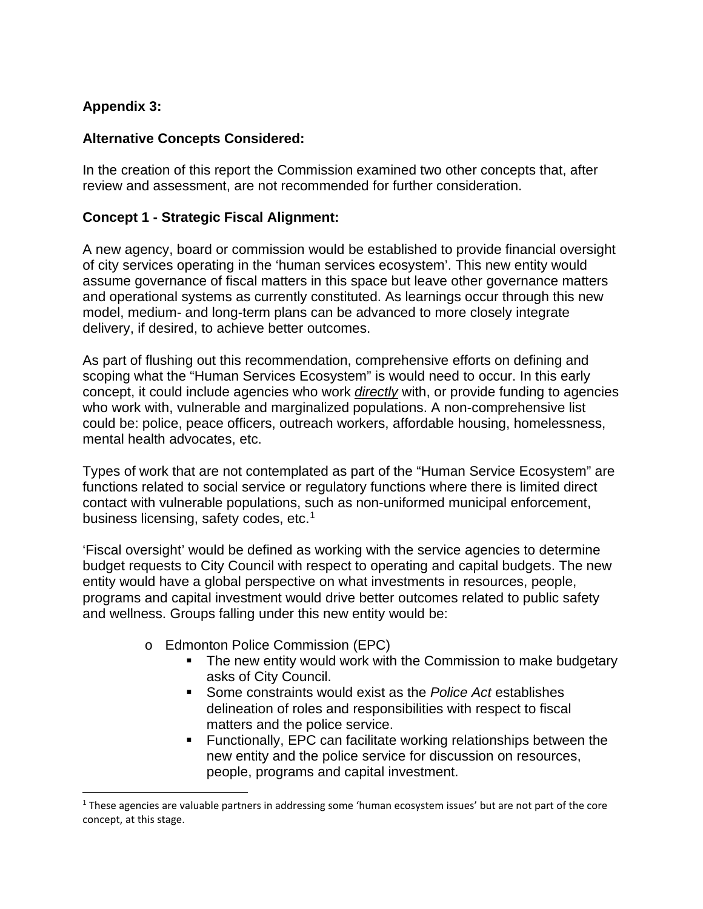**Appendix 3:**

**Alternative Concepts Considered:**

In the creation of this report the Commission examined two other concepts that, after review and assessment, are not recommended for further consideration.

**Concept 1 - Strategic Fiscal Alignment:**

A new agency, board or commission would be established to provide financial oversight of city services operating in the 'human services ecosystem'. This new entity would assume governance of fiscal matters in this space but leave other governance matters and operational systems as currently constituted. As learnings occur through this new model, medium- and long-term plans can be advanced to more closely integrate delivery, if desired, to achieve better outcomes.

As part of flushing out this recommendation, comprehensive efforts on defining and scoping what the "Human Services Ecosystem" is would need to occur. In this early concept, it could include agencies who work ***directly*** with, or provide funding to agencies who work with, vulnerable and marginalized populations. A non-comprehensive list could be: police, peace officers, outreach workers, affordable housing, homelessness, mental health advocates, etc.

Types of work that are not contemplated as part of the "Human Service Ecosystem" are functions related to social service or regulatory functions where there is limited direct contact with vulnerable populations, such as non-uniformed municipal enforcement, business licensing, safety codes, etc.[1]

'Fiscal oversight' would be defined as working with the service agencies to determine budget requests to City Council with respect to operating and capital budgets. The new entity would have a global perspective on what investments in resources, people, programs and capital investment would drive better outcomes related to public safety and wellness. Groups falling under this new entity would be:

- Edmonton Police Commission (EPC)
  - The new entity would work with the Commission to make budgetary asks of City Council.
  - Some constraints would exist as the *Police Act* establishes delineation of roles and responsibilities with respect to fiscal matters and the police service.
  - Functionally, EPC can facilitate working relationships between the new entity and the police service for discussion on resources, people, programs and capital investment.

[1] These agencies are valuable partners in addressing some 'human ecosystem issues' but are not part of the core concept, at this stage.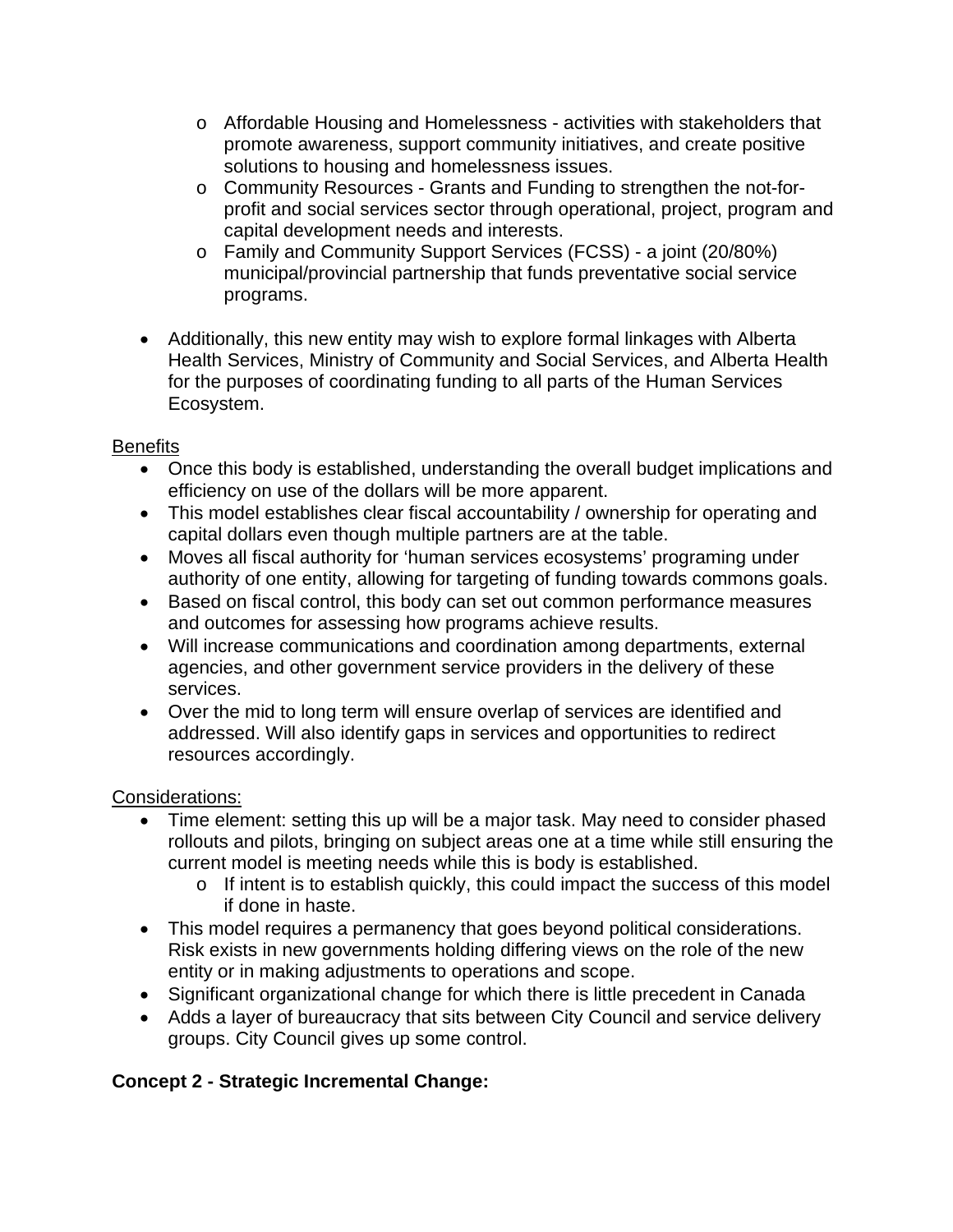- Affordable Housing and Homelessness - activities with stakeholders that promote awareness, support community initiatives, and create positive solutions to housing and homelessness issues.
  - Community Resources - Grants and Funding to strengthen the not-for-profit and social services sector through operational, project, program and capital development needs and interests.
  - Family and Community Support Services (FCSS) - a joint (20/80%) municipal/provincial partnership that funds preventative social service programs.

- Additionally, this new entity may wish to explore formal linkages with Alberta Health Services, Ministry of Community and Social Services, and Alberta Health for the purposes of coordinating funding to all parts of the Human Services Ecosystem.

<u>Benefits</u>

- Once this body is established, understanding the overall budget implications and efficiency on use of the dollars will be more apparent.
- This model establishes clear fiscal accountability / ownership for operating and capital dollars even though multiple partners are at the table.
- Moves all fiscal authority for 'human services ecosystems' programing under authority of one entity, allowing for targeting of funding towards commons goals.
- Based on fiscal control, this body can set out common performance measures and outcomes for assessing how programs achieve results.
- Will increase communications and coordination among departments, external agencies, and other government service providers in the delivery of these services.
- Over the mid to long term will ensure overlap of services are identified and addressed. Will also identify gaps in services and opportunities to redirect resources accordingly.

<u>Considerations:</u>

- Time element: setting this up will be a major task. May need to consider phased rollouts and pilots, bringing on subject areas one at a time while still ensuring the current model is meeting needs while this is body is established.
  - If intent is to establish quickly, this could impact the success of this model if done in haste.
- This model requires a permanency that goes beyond political considerations. Risk exists in new governments holding differing views on the role of the new entity or in making adjustments to operations and scope.
- Significant organizational change for which there is little precedent in Canada
- Adds a layer of bureaucracy that sits between City Council and service delivery groups. City Council gives up some control.

**Concept 2 - Strategic Incremental Change:**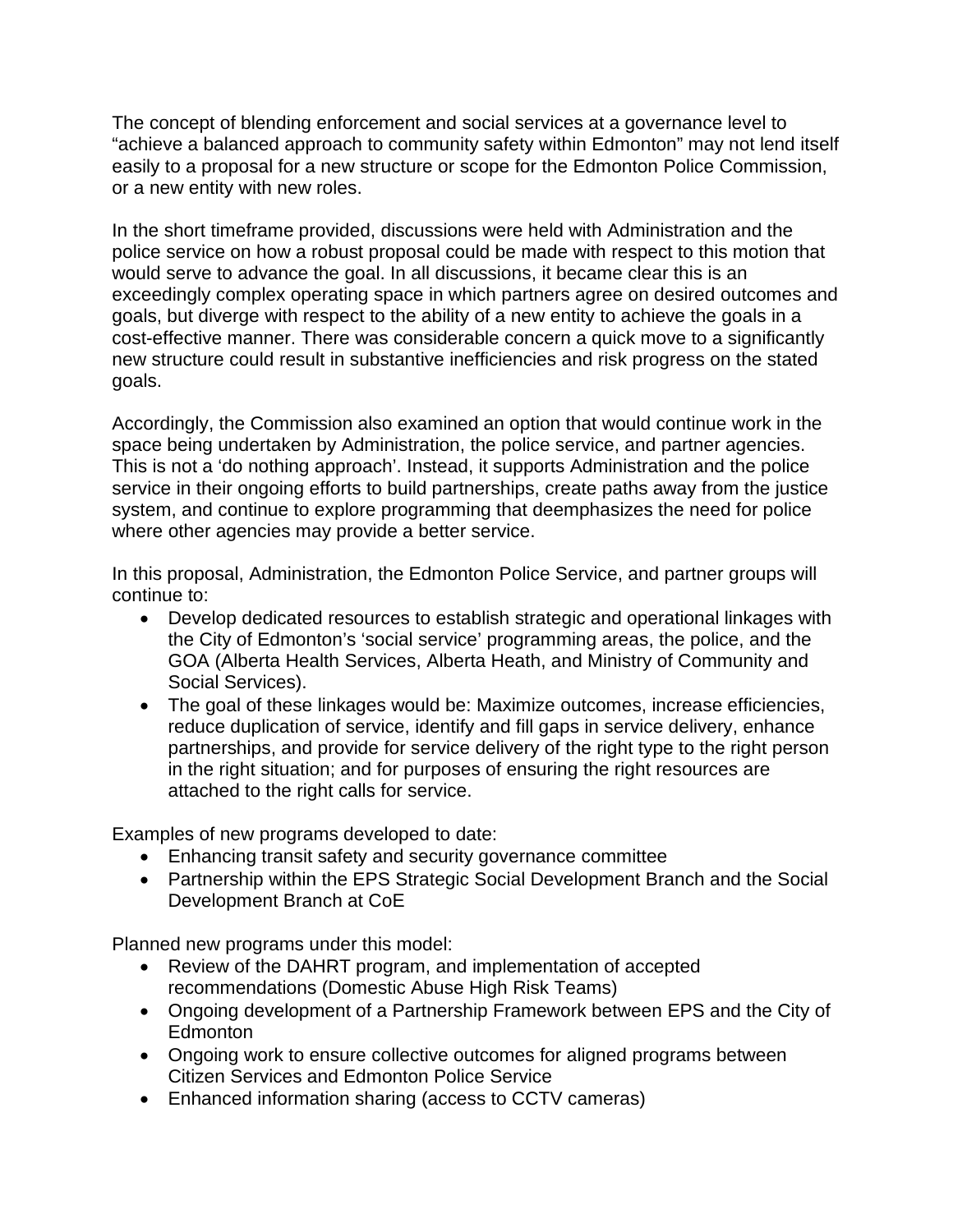The concept of blending enforcement and social services at a governance level to "achieve a balanced approach to community safety within Edmonton" may not lend itself easily to a proposal for a new structure or scope for the Edmonton Police Commission, or a new entity with new roles.

In the short timeframe provided, discussions were held with Administration and the police service on how a robust proposal could be made with respect to this motion that would serve to advance the goal. In all discussions, it became clear this is an exceedingly complex operating space in which partners agree on desired outcomes and goals, but diverge with respect to the ability of a new entity to achieve the goals in a cost-effective manner. There was considerable concern a quick move to a significantly new structure could result in substantive inefficiencies and risk progress on the stated goals.

Accordingly, the Commission also examined an option that would continue work in the space being undertaken by Administration, the police service, and partner agencies. This is not a 'do nothing approach'. Instead, it supports Administration and the police service in their ongoing efforts to build partnerships, create paths away from the justice system, and continue to explore programming that deemphasizes the need for police where other agencies may provide a better service.

In this proposal, Administration, the Edmonton Police Service, and partner groups will continue to:

- Develop dedicated resources to establish strategic and operational linkages with the City of Edmonton's 'social service' programming areas, the police, and the GOA (Alberta Health Services, Alberta Heath, and Ministry of Community and Social Services).
- The goal of these linkages would be: Maximize outcomes, increase efficiencies, reduce duplication of service, identify and fill gaps in service delivery, enhance partnerships, and provide for service delivery of the right type to the right person in the right situation; and for purposes of ensuring the right resources are attached to the right calls for service.

Examples of new programs developed to date:

- Enhancing transit safety and security governance committee
- Partnership within the EPS Strategic Social Development Branch and the Social Development Branch at CoE

Planned new programs under this model:

- Review of the DAHRT program, and implementation of accepted recommendations (Domestic Abuse High Risk Teams)
- Ongoing development of a Partnership Framework between EPS and the City of Edmonton
- Ongoing work to ensure collective outcomes for aligned programs between Citizen Services and Edmonton Police Service
- Enhanced information sharing (access to CCTV cameras)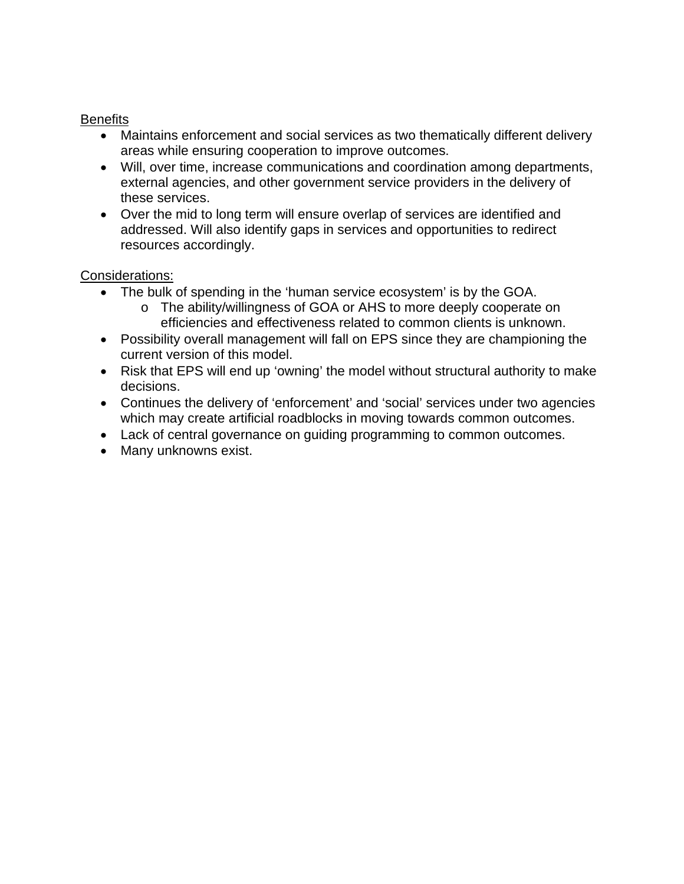Benefits

- Maintains enforcement and social services as two thematically different delivery areas while ensuring cooperation to improve outcomes.
- Will, over time, increase communications and coordination among departments, external agencies, and other government service providers in the delivery of these services.
- Over the mid to long term will ensure overlap of services are identified and addressed. Will also identify gaps in services and opportunities to redirect resources accordingly.

Considerations:

- The bulk of spending in the 'human service ecosystem' is by the GOA.
    - The ability/willingness of GOA or AHS to more deeply cooperate on efficiencies and effectiveness related to common clients is unknown.
- Possibility overall management will fall on EPS since they are championing the current version of this model.
- Risk that EPS will end up 'owning' the model without structural authority to make decisions.
- Continues the delivery of 'enforcement' and 'social' services under two agencies which may create artificial roadblocks in moving towards common outcomes.
- Lack of central governance on guiding programming to common outcomes.
- Many unknowns exist.